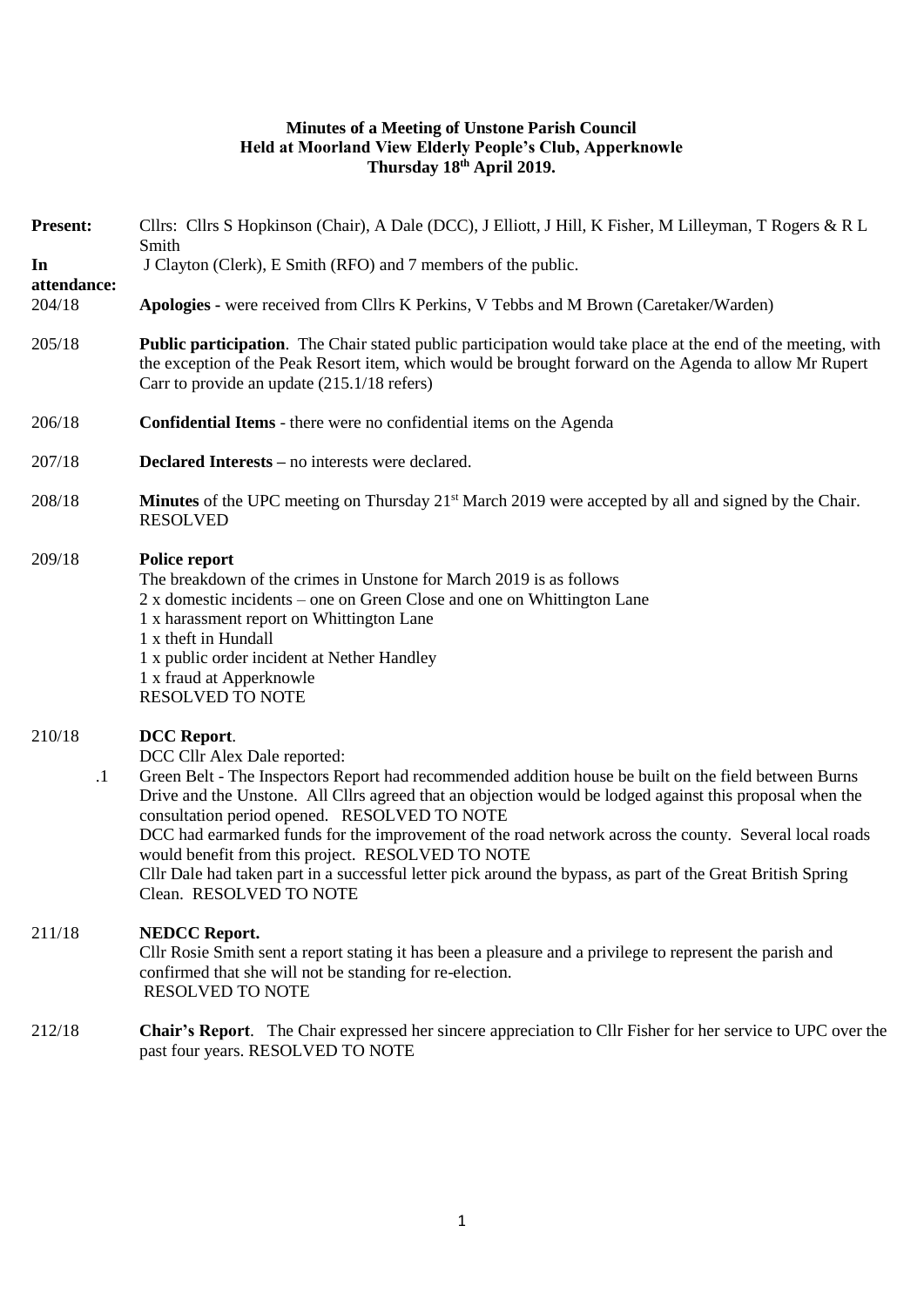**Minutes of a Meeting of Unstone Parish Council**
**Held at Moorland View Elderly People's Club, Apperknowle**
**Thursday 18th April 2019.**

**Present:** Cllrs: Cllrs S Hopkinson (Chair), A Dale (DCC), J Elliott, J Hill, K Fisher, M Lilleyman, T Rogers & R L Smith

**In attendance:** J Clayton (Clerk), E Smith (RFO) and 7 members of the public.

204/18 **Apologies -** were received from Cllrs K Perkins, V Tebbs and M Brown (Caretaker/Warden)

205/18 **Public participation**. The Chair stated public participation would take place at the end of the meeting, with the exception of the Peak Resort item, which would be brought forward on the Agenda to allow Mr Rupert Carr to provide an update (215.1/18 refers)

206/18 **Confidential Items** - there were no confidential items on the Agenda

207/18 **Declared Interests –** no interests were declared.

208/18 **Minutes** of the UPC meeting on Thursday 21st March 2019 were accepted by all and signed by the Chair. RESOLVED

209/18 **Police report**
The breakdown of the crimes in Unstone for March 2019 is as follows
2 x domestic incidents – one on Green Close and one on Whittington Lane
1 x harassment report on Whittington Lane
1 x theft in Hundall
1 x public order incident at Nether Handley
1 x fraud at Apperknowle
RESOLVED TO NOTE

210/18 **DCC Report**.
DCC Cllr Alex Dale reported:

.1 Green Belt - The Inspectors Report had recommended addition house be built on the field between Burns Drive and the Unstone. All Cllrs agreed that an objection would be lodged against this proposal when the consultation period opened. RESOLVED TO NOTE
DCC had earmarked funds for the improvement of the road network across the county. Several local roads would benefit from this project. RESOLVED TO NOTE
Cllr Dale had taken part in a successful letter pick around the bypass, as part of the Great British Spring Clean. RESOLVED TO NOTE

211/18 **NEDCC Report.**
Cllr Rosie Smith sent a report stating it has been a pleasure and a privilege to represent the parish and confirmed that she will not be standing for re-election.
RESOLVED TO NOTE

212/18 **Chair's Report**. The Chair expressed her sincere appreciation to Cllr Fisher for her service to UPC over the past four years. RESOLVED TO NOTE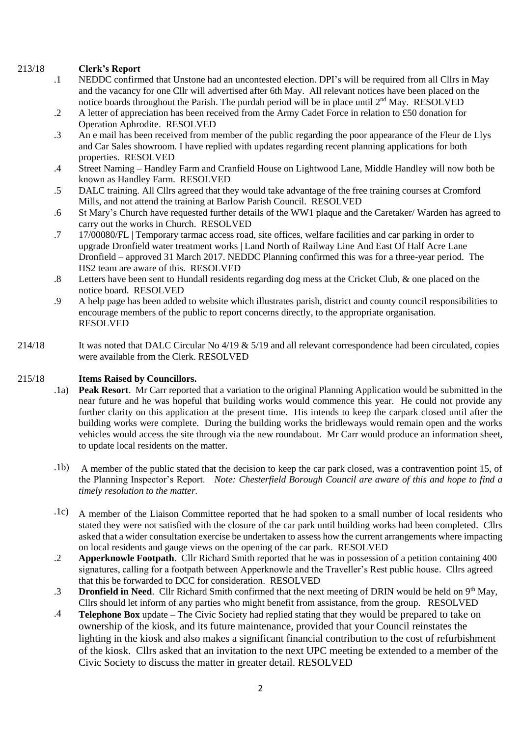213/18 **Clerk's Report**

.1 NEDDC confirmed that Unstone had an uncontested election. DPI's will be required from all Cllrs in May and the vacancy for one Cllr will advertised after 6th May. All relevant notices have been placed on the notice boards throughout the Parish. The purdah period will be in place until 2nd May. RESOLVED

.2 A letter of appreciation has been received from the Army Cadet Force in relation to £50 donation for Operation Aphrodite. RESOLVED

.3 An e mail has been received from member of the public regarding the poor appearance of the Fleur de Llys and Car Sales showroom. I have replied with updates regarding recent planning applications for both properties. RESOLVED

.4 Street Naming – Handley Farm and Cranfield House on Lightwood Lane, Middle Handley will now both be known as Handley Farm. RESOLVED

.5 DALC training. All Cllrs agreed that they would take advantage of the free training courses at Cromford Mills, and not attend the training at Barlow Parish Council. RESOLVED

.6 St Mary's Church have requested further details of the WW1 plaque and the Caretaker/ Warden has agreed to carry out the works in Church. RESOLVED

.7 17/00080/FL | Temporary tarmac access road, site offices, welfare facilities and car parking in order to upgrade Dronfield water treatment works | Land North of Railway Line And East Of Half Acre Lane Dronfield – approved 31 March 2017. NEDDC Planning confirmed this was for a three-year period. The HS2 team are aware of this. RESOLVED

.8 Letters have been sent to Hundall residents regarding dog mess at the Cricket Club, & one placed on the notice board. RESOLVED

.9 A help page has been added to website which illustrates parish, district and county council responsibilities to encourage members of the public to report concerns directly, to the appropriate organisation. RESOLVED

214/18 It was noted that DALC Circular No 4/19 & 5/19 and all relevant correspondence had been circulated, copies were available from the Clerk. RESOLVED

215/18 **Items Raised by Councillors.**

.1a) **Peak Resort**. Mr Carr reported that a variation to the original Planning Application would be submitted in the near future and he was hopeful that building works would commence this year. He could not provide any further clarity on this application at the present time. His intends to keep the carpark closed until after the building works were complete. During the building works the bridleways would remain open and the works vehicles would access the site through via the new roundabout. Mr Carr would produce an information sheet, to update local residents on the matter.

.1b) A member of the public stated that the decision to keep the car park closed, was a contravention point 15, of the Planning Inspector's Report. *Note: Chesterfield Borough Council are aware of this and hope to find a timely resolution to the matter.*

.1c) A member of the Liaison Committee reported that he had spoken to a small number of local residents who stated they were not satisfied with the closure of the car park until building works had been completed. Cllrs asked that a wider consultation exercise be undertaken to assess how the current arrangements where impacting on local residents and gauge views on the opening of the car park. RESOLVED

.2 **Apperknowle Footpath**. Cllr Richard Smith reported that he was in possession of a petition containing 400 signatures, calling for a footpath between Apperknowle and the Traveller's Rest public house. Cllrs agreed that this be forwarded to DCC for consideration. RESOLVED

.3 **Dronfield in Need**. Cllr Richard Smith confirmed that the next meeting of DRIN would be held on 9th May, Cllrs should let inform of any parties who might benefit from assistance, from the group. RESOLVED

.4 **Telephone Box** update – The Civic Society had replied stating that they would be prepared to take on ownership of the kiosk, and its future maintenance, provided that your Council reinstates the lighting in the kiosk and also makes a significant financial contribution to the cost of refurbishment of the kiosk. Cllrs asked that an invitation to the next UPC meeting be extended to a member of the Civic Society to discuss the matter in greater detail. RESOLVED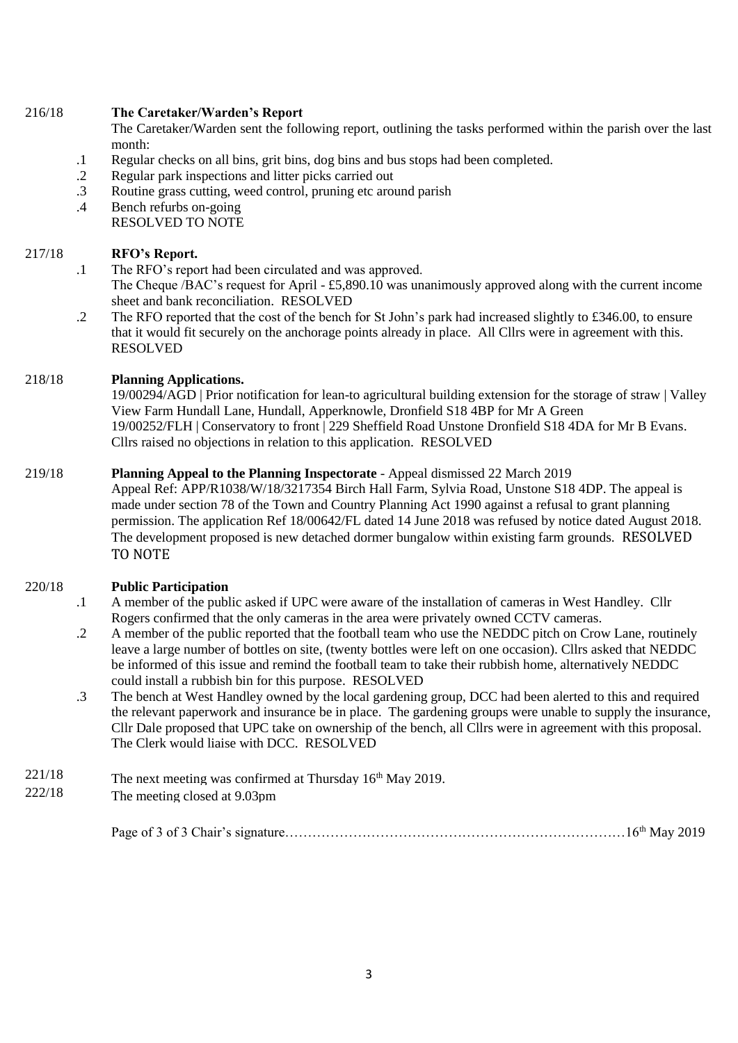216/18 **The Caretaker/Warden's Report**

The Caretaker/Warden sent the following report, outlining the tasks performed within the parish over the last month:

.1 Regular checks on all bins, grit bins, dog bins and bus stops had been completed.
.2 Regular park inspections and litter picks carried out
.3 Routine grass cutting, weed control, pruning etc around parish
.4 Bench refurbs on-going

RESOLVED TO NOTE

217/18 **RFO's Report.**

.1 The RFO's report had been circulated and was approved.
The Cheque /BAC's request for April - £5,890.10 was unanimously approved along with the current income sheet and bank reconciliation. RESOLVED

.2 The RFO reported that the cost of the bench for St John's park had increased slightly to £346.00, to ensure that it would fit securely on the anchorage points already in place. All Cllrs were in agreement with this. RESOLVED

218/18 **Planning Applications.**

19/00294/AGD | Prior notification for lean-to agricultural building extension for the storage of straw | Valley View Farm Hundall Lane, Hundall, Apperknowle, Dronfield S18 4BP for Mr A Green
19/00252/FLH | Conservatory to front | 229 Sheffield Road Unstone Dronfield S18 4DA for Mr B Evans.
Cllrs raised no objections in relation to this application. RESOLVED

219/18 **Planning Appeal to the Planning Inspectorate** - Appeal dismissed 22 March 2019

Appeal Ref: APP/R1038/W/18/3217354 Birch Hall Farm, Sylvia Road, Unstone S18 4DP. The appeal is made under section 78 of the Town and Country Planning Act 1990 against a refusal to grant planning permission. The application Ref 18/00642/FL dated 14 June 2018 was refused by notice dated August 2018. The development proposed is new detached dormer bungalow within existing farm grounds. RESOLVED TO NOTE

220/18 **Public Participation**

.1 A member of the public asked if UPC were aware of the installation of cameras in West Handley. Cllr Rogers confirmed that the only cameras in the area were privately owned CCTV cameras.

.2 A member of the public reported that the football team who use the NEDDC pitch on Crow Lane, routinely leave a large number of bottles on site, (twenty bottles were left on one occasion). Cllrs asked that NEDDC be informed of this issue and remind the football team to take their rubbish home, alternatively NEDDC could install a rubbish bin for this purpose. RESOLVED

.3 The bench at West Handley owned by the local gardening group, DCC had been alerted to this and required the relevant paperwork and insurance be in place. The gardening groups were unable to supply the insurance, Cllr Dale proposed that UPC take on ownership of the bench, all Cllrs were in agreement with this proposal. The Clerk would liaise with DCC. RESOLVED

221/18 The next meeting was confirmed at Thursday 16th May 2019.

222/18 The meeting closed at 9.03pm

Page of 3 of 3 Chair's signature……………………………………………………………………16th May 2019